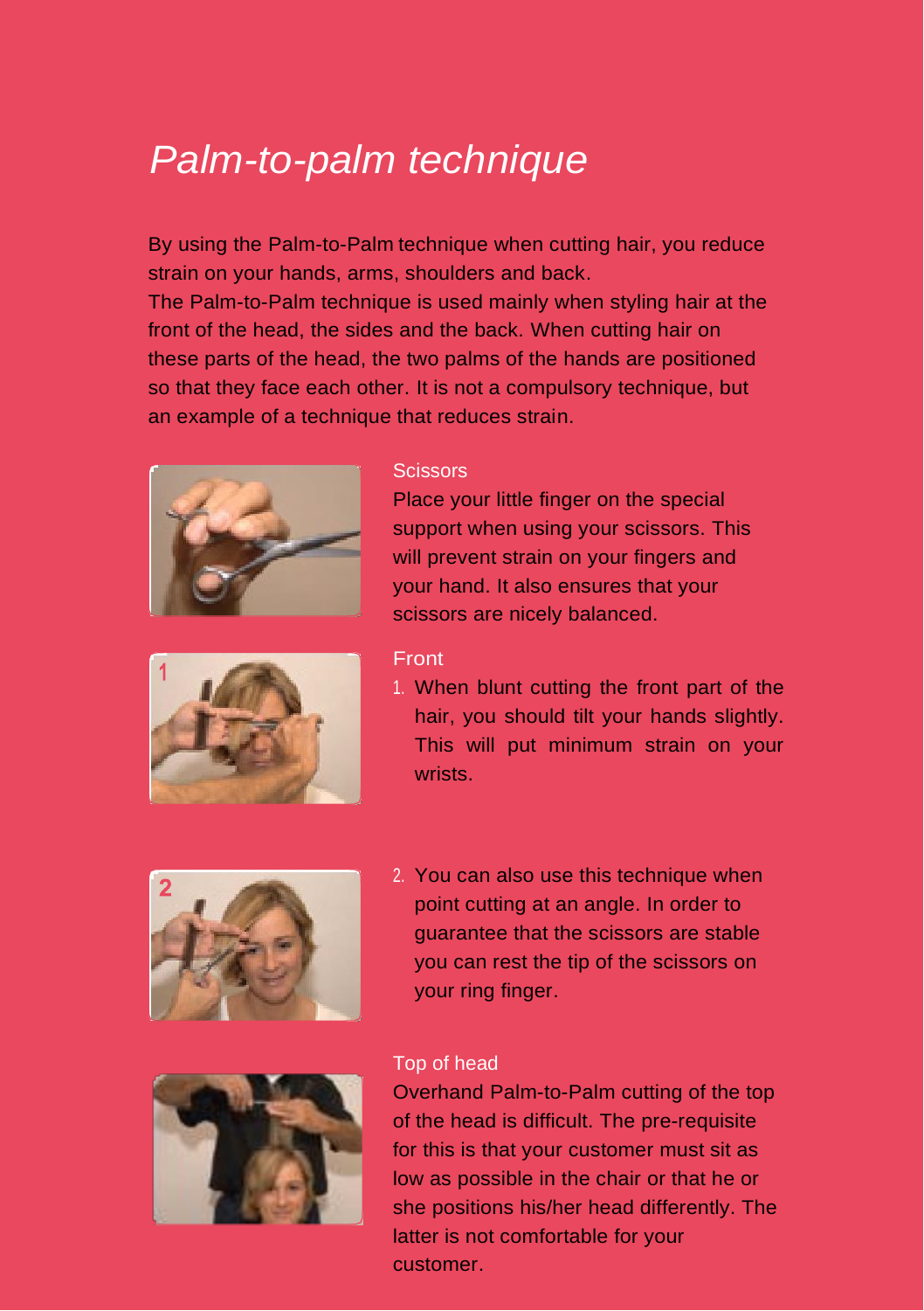# *Palm-to-palm technique*

By using the Palm-to-Palm technique when cutting hair, you reduce strain on your hands, arms, shoulders and back.
The Palm-to-Palm technique is used mainly when styling hair at the front of the head, the sides and the back. When cutting hair on these parts of the head, the two palms of the hands are positioned so that they face each other. It is not a compulsory technique, but an example of a technique that reduces strain.

### Scissors

Place your little finger on the special support when using your scissors. This will prevent strain on your fingers and your hand. It also ensures that your scissors are nicely balanced.

### Front

1. When blunt cutting the front part of the hair, you should tilt your hands slightly. This will put minimum strain on your wrists.

2. You can also use this technique when point cutting at an angle. In order to guarantee that the scissors are stable you can rest the tip of the scissors on your ring finger.

### Top of head

Overhand Palm-to-Palm cutting of the top of the head is difficult. The pre-requisite for this is that your customer must sit as low as possible in the chair or that he or she positions his/her head differently. The latter is not comfortable for your customer.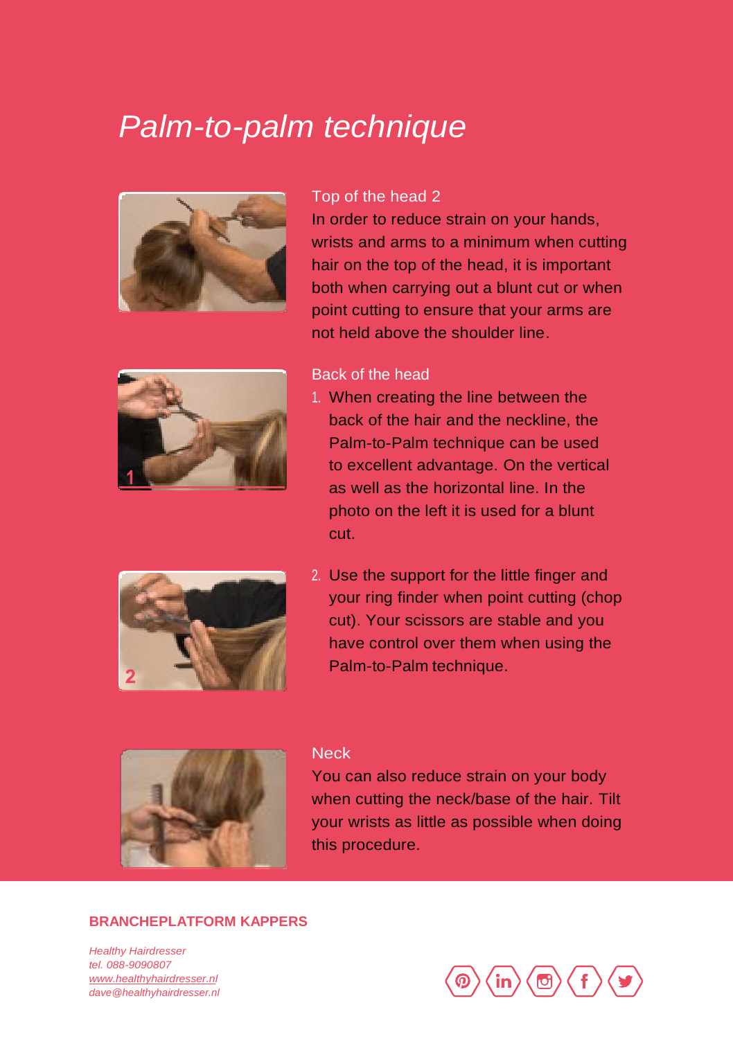# *Palm-to-palm technique*

### Top of the head 2

In order to reduce strain on your hands, wrists and arms to a minimum when cutting hair on the top of the head, it is important both when carrying out a blunt cut or when point cutting to ensure that your arms are not held above the shoulder line.

### Back of the head

1. When creating the line between the back of the hair and the neckline, the Palm-to-Palm technique can be used to excellent advantage. On the vertical as well as the horizontal line. In the photo on the left it is used for a blunt cut.

2. Use the support for the little finger and your ring finder when point cutting (chop cut). Your scissors are stable and you have control over them when using the Palm-to-Palm technique.

### Neck

You can also reduce strain on your body when cutting the neck/base of the hair. Tilt your wrists as little as possible when doing this procedure.

**BRANCHEPLATFORM KAPPERS**

*Healthy Hairdresser*
*tel. 088-9090807*
*www.healthyhairdresser.nl*
*dave@healthyhairdresser.nl*